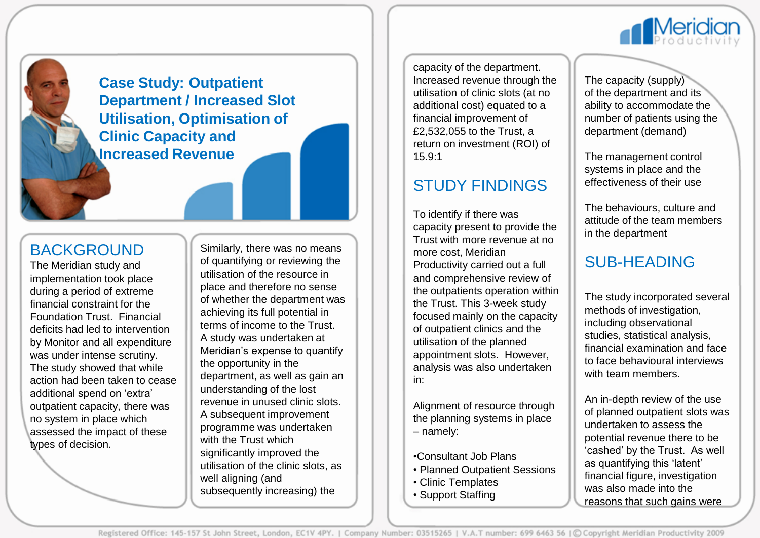# Case Study: Outpatient Department / Increased Slot Utilisation, Optimisation of Clinic Capacity and Increased Revenue

## BACKGROUND

The Meridian study and implementation took place during a period of extreme financial constraint for the Foundation Trust. Financial deficits had led to intervention by Monitor and all expenditure was under intense scrutiny. The study showed that while action had been taken to cease additional spend on 'extra' outpatient capacity, there was no system in place which assessed the impact of these types of decision.

Similarly, there was no means of quantifying or reviewing the utilisation of the resource in place and therefore no sense of whether the department was achieving its full potential in terms of income to the Trust. A study was undertaken at Meridian's expense to quantify the opportunity in the department, as well as gain an understanding of the lost revenue in unused clinic slots. A subsequent improvement programme was undertaken with the Trust which significantly improved the utilisation of the clinic slots, as well aligning (and subsequently increasing) the capacity of the department. Increased revenue through the utilisation of clinic slots (at no additional cost) equated to a financial improvement of £2,532,055 to the Trust, a return on investment (ROI) of 15.9:1

## STUDY FINDINGS

To identify if there was capacity present to provide the Trust with more revenue at no more cost, Meridian Productivity carried out a full and comprehensive review of the outpatients operation within the Trust. This 3-week study focused mainly on the capacity of outpatient clinics and the utilisation of the planned appointment slots. However, analysis was also undertaken in:

Alignment of resource through the planning systems in place – namely:

- Consultant Job Plans
- Planned Outpatient Sessions
- Clinic Templates
- Support Staffing

The capacity (supply) of the department and its ability to accommodate the number of patients using the department (demand)

The management control systems in place and the effectiveness of their use

The behaviours, culture and attitude of the team members in the department

## SUB-HEADING

The study incorporated several methods of investigation, including observational studies, statistical analysis, financial examination and face to face behavioural interviews with team members.

An in-depth review of the use of planned outpatient slots was undertaken to assess the potential revenue there to be 'cashed' by the Trust. As well as quantifying this 'latent' financial figure, investigation was also made into the reasons that such gains were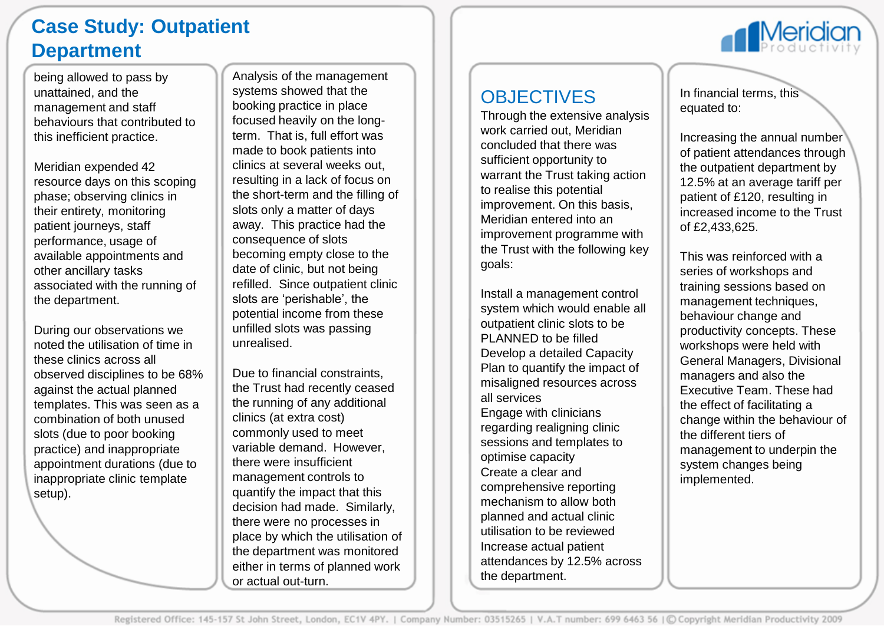# Case Study: Outpatient Department

being allowed to pass by unattained, and the management and staff behaviours that contributed to this inefficient practice.

Meridian expended 42 resource days on this scoping phase; observing clinics in their entirety, monitoring patient journeys, staff performance, usage of available appointments and other ancillary tasks associated with the running of the department.

During our observations we noted the utilisation of time in these clinics across all observed disciplines to be 68% against the actual planned templates. This was seen as a combination of both unused slots (due to poor booking practice) and inappropriate appointment durations (due to inappropriate clinic template setup).

Analysis of the management systems showed that the booking practice in place focused heavily on the long-term. That is, full effort was made to book patients into clinics at several weeks out, resulting in a lack of focus on the short-term and the filling of slots only a matter of days away. This practice had the consequence of slots becoming empty close to the date of clinic, but not being refilled. Since outpatient clinic slots are 'perishable', the potential income from these unfilled slots was passing unrealised.

Due to financial constraints, the Trust had recently ceased the running of any additional clinics (at extra cost) commonly used to meet variable demand. However, there were insufficient management controls to quantify the impact that this decision had made. Similarly, there were no processes in place by which the utilisation of the department was monitored either in terms of planned work or actual out-turn.

## OBJECTIVES

Through the extensive analysis work carried out, Meridian concluded that there was sufficient opportunity to warrant the Trust taking action to realise this potential improvement. On this basis, Meridian entered into an improvement programme with the Trust with the following key goals:

- Install a management control system which would enable all outpatient clinic slots to be PLANNED to be filled
- Develop a detailed Capacity Plan to quantify the impact of misaligned resources across all services
- Engage with clinicians regarding realigning clinic sessions and templates to optimise capacity
- Create a clear and comprehensive reporting mechanism to allow both planned and actual clinic utilisation to be reviewed
- Increase actual patient attendances by 12.5% across the department.

In financial terms, this equated to:

Increasing the annual number of patient attendances through the outpatient department by 12.5% at an average tariff per patient of £120, resulting in increased income to the Trust of £2,433,625.

This was reinforced with a series of workshops and training sessions based on management techniques, behaviour change and productivity concepts. These workshops were held with General Managers, Divisional managers and also the Executive Team. These had the effect of facilitating a change within the behaviour of the different tiers of management to underpin the system changes being implemented.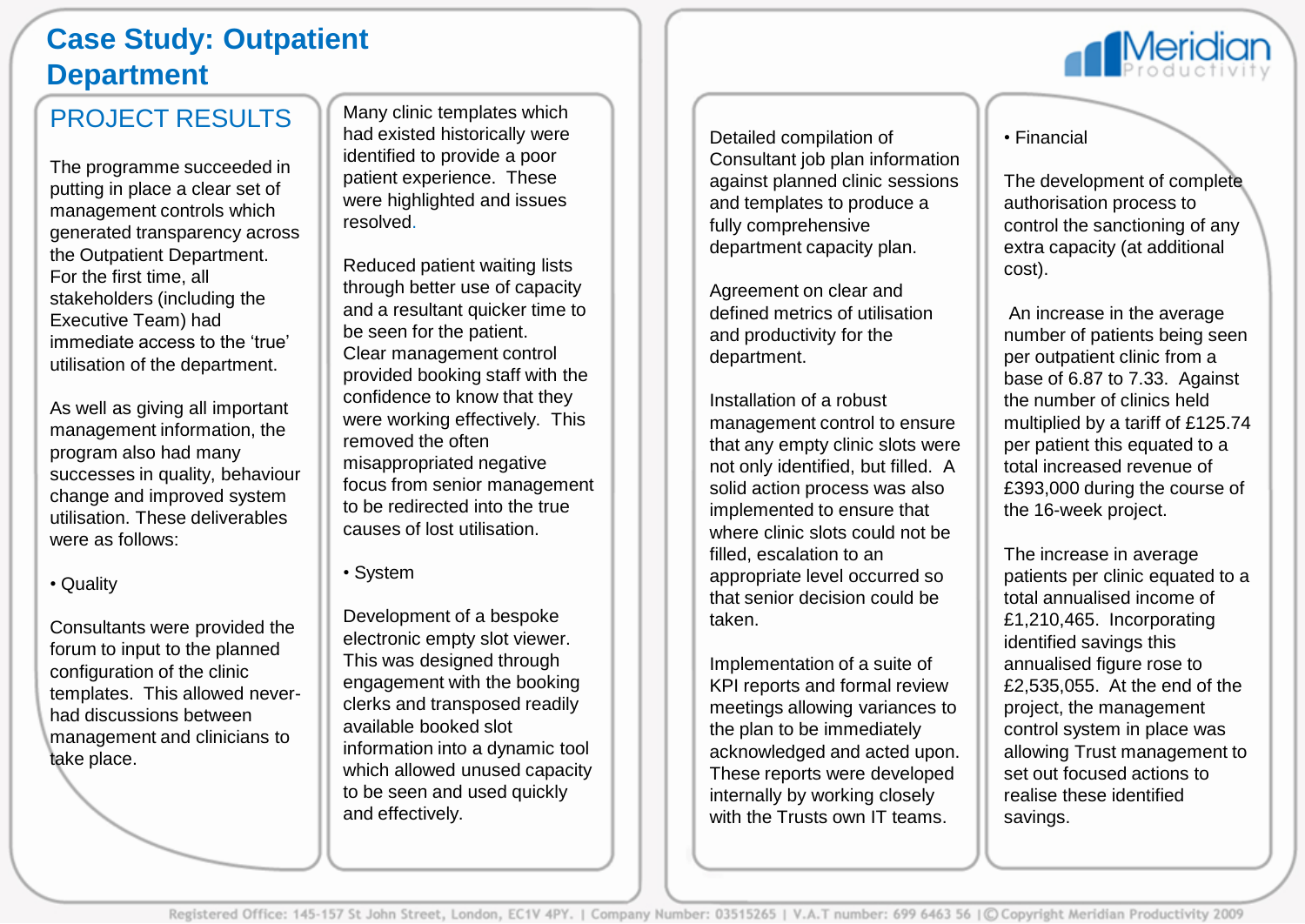# Case Study: Outpatient Department

## PROJECT RESULTS

The programme succeeded in putting in place a clear set of management controls which generated transparency across the Outpatient Department. For the first time, all stakeholders (including the Executive Team) had immediate access to the 'true' utilisation of the department.

As well as giving all important management information, the program also had many successes in quality, behaviour change and improved system utilisation. These deliverables were as follows:

- Quality

Consultants were provided the forum to input to the planned configuration of the clinic templates. This allowed never-had discussions between management and clinicians to take place.

Many clinic templates which had existed historically were identified to provide a poor patient experience. These were highlighted and issues resolved.

Reduced patient waiting lists through better use of capacity and a resultant quicker time to be seen for the patient. Clear management control provided booking staff with the confidence to know that they were working effectively. This removed the often misappropriated negative focus from senior management to be redirected into the true causes of lost utilisation.

- System

Development of a bespoke electronic empty slot viewer. This was designed through engagement with the booking clerks and transposed readily available booked slot information into a dynamic tool which allowed unused capacity to be seen and used quickly and effectively.

Detailed compilation of Consultant job plan information against planned clinic sessions and templates to produce a fully comprehensive department capacity plan.

Agreement on clear and defined metrics of utilisation and productivity for the department.

Installation of a robust management control to ensure that any empty clinic slots were not only identified, but filled. A solid action process was also implemented to ensure that where clinic slots could not be filled, escalation to an appropriate level occurred so that senior decision could be taken.

Implementation of a suite of KPI reports and formal review meetings allowing variances to the plan to be immediately acknowledged and acted upon. These reports were developed internally by working closely with the Trusts own IT teams.

- Financial

The development of complete authorisation process to control the sanctioning of any extra capacity (at additional cost).

An increase in the average number of patients being seen per outpatient clinic from a base of 6.87 to 7.33. Against the number of clinics held multiplied by a tariff of £125.74 per patient this equated to a total increased revenue of £393,000 during the course of the 16-week project.

The increase in average patients per clinic equated to a total annualised income of £1,210,465. Incorporating identified savings this annualised figure rose to £2,535,055. At the end of the project, the management control system in place was allowing Trust management to set out focused actions to realise these identified savings.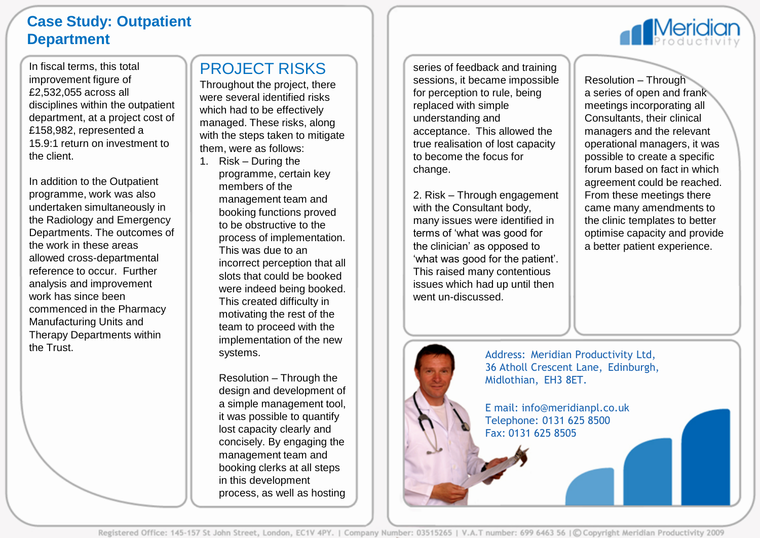# Case Study: Outpatient Department

In fiscal terms, this total improvement figure of £2,532,055 across all disciplines within the outpatient department, at a project cost of £158,982, represented a 15.9:1 return on investment to the client.

In addition to the Outpatient programme, work was also undertaken simultaneously in the Radiology and Emergency Departments. The outcomes of the work in these areas allowed cross-departmental reference to occur. Further analysis and improvement work has since been commenced in the Pharmacy Manufacturing Units and Therapy Departments within the Trust.

## PROJECT RISKS

Throughout the project, there were several identified risks which had to be effectively managed. These risks, along with the steps taken to mitigate them, were as follows:

1. Risk – During the programme, certain key members of the management team and booking functions proved to be obstructive to the process of implementation. This was due to an incorrect perception that all slots that could be booked were indeed being booked. This created difficulty in motivating the rest of the team to proceed with the implementation of the new systems.

   Resolution – Through the design and development of a simple management tool, it was possible to quantify lost capacity clearly and concisely. By engaging the management team and booking clerks at all steps in this development process, as well as hosting series of feedback and training sessions, it became impossible for perception to rule, being replaced with simple understanding and acceptance. This allowed the true realisation of lost capacity to become the focus for change.

2. Risk – Through engagement with the Consultant body, many issues were identified in terms of 'what was good for the clinician' as opposed to 'what was good for the patient'. This raised many contentious issues which had up until then went un-discussed.

   Resolution – Through a series of open and frank meetings incorporating all Consultants, their clinical managers and the relevant operational managers, it was possible to create a specific forum based on fact in which agreement could be reached. From these meetings there came many amendments to the clinic templates to better optimise capacity and provide a better patient experience.

Meridian Productivity

Address: Meridian Productivity Ltd, 36 Atholl Crescent Lane, Edinburgh, Midlothian, EH3 8ET.

E mail: info@meridianpl.co.uk
Telephone: 0131 625 8500
Fax: 0131 625 8505

Registered Office: 145-157 St John Street, London, EC1V 4PY. | Company Number: 03515265 | V.A.T number: 699 6463 56 | © Copyright Meridian Productivity 2009